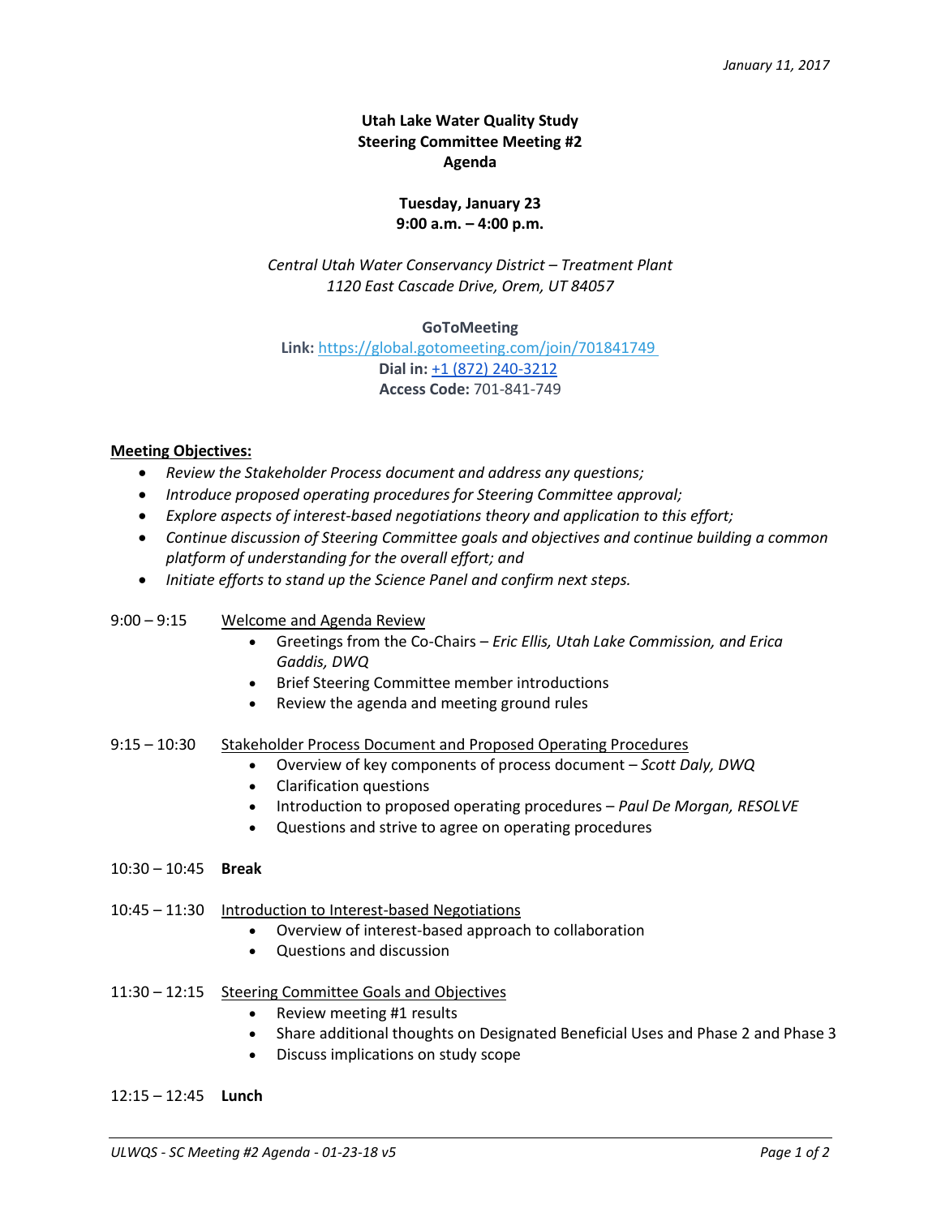*January 11, 2017*

**Utah Lake Water Quality Study**
**Steering Committee Meeting #2**
**Agenda**

**Tuesday, January 23**
**9:00 a.m. – 4:00 p.m.**

*Central Utah Water Conservancy District – Treatment Plant*
*1120 East Cascade Drive, Orem, UT 84057*

**GoToMeeting**
**Link:** https://global.gotomeeting.com/join/701841749
**Dial in:** +1 (872) 240-3212
**Access Code:** 701-841-749

**Meeting Objectives:**

- *Review the Stakeholder Process document and address any questions;*
- *Introduce proposed operating procedures for Steering Committee approval;*
- *Explore aspects of interest-based negotiations theory and application to this effort;*
- *Continue discussion of Steering Committee goals and objectives and continue building a common platform of understanding for the overall effort; and*
- *Initiate efforts to stand up the Science Panel and confirm next steps.*

9:00 – 9:15 Welcome and Agenda Review

- Greetings from the Co-Chairs – *Eric Ellis, Utah Lake Commission, and Erica Gaddis, DWQ*
- Brief Steering Committee member introductions
- Review the agenda and meeting ground rules

9:15 – 10:30 Stakeholder Process Document and Proposed Operating Procedures

- Overview of key components of process document – *Scott Daly, DWQ*
- Clarification questions
- Introduction to proposed operating procedures – *Paul De Morgan, RESOLVE*
- Questions and strive to agree on operating procedures

10:30 – 10:45 **Break**

10:45 – 11:30 Introduction to Interest-based Negotiations

- Overview of interest-based approach to collaboration
- Questions and discussion

11:30 – 12:15 Steering Committee Goals and Objectives

- Review meeting #1 results
- Share additional thoughts on Designated Beneficial Uses and Phase 2 and Phase 3
- Discuss implications on study scope

12:15 – 12:45 **Lunch**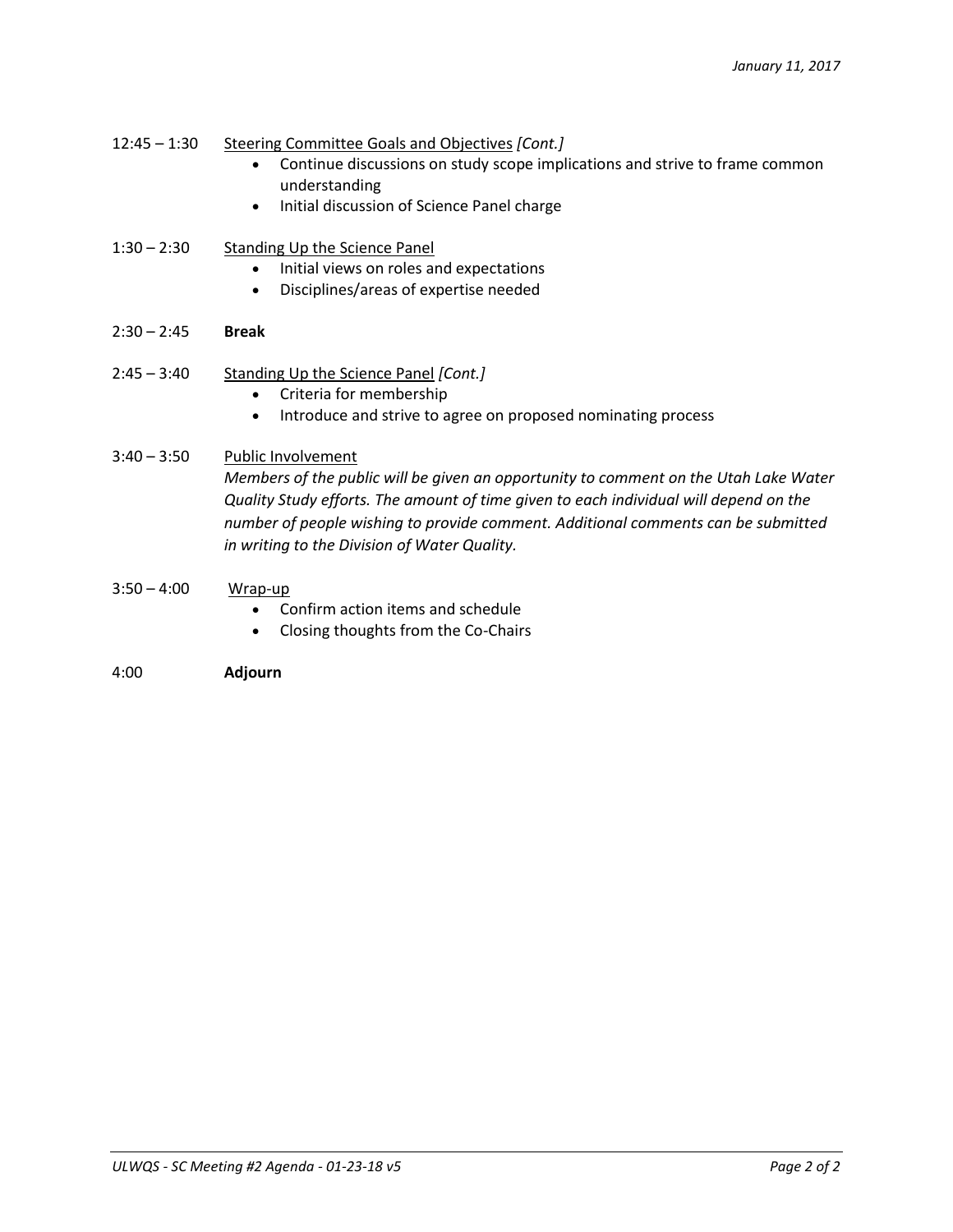*January 11, 2017*

12:45 – 1:30 Steering Committee Goals and Objectives *[Cont.]*

- Continue discussions on study scope implications and strive to frame common understanding
- Initial discussion of Science Panel charge

1:30 – 2:30 Standing Up the Science Panel

- Initial views on roles and expectations
- Disciplines/areas of expertise needed

2:30 – 2:45 **Break**

2:45 – 3:40 Standing Up the Science Panel *[Cont.]*

- Criteria for membership
- Introduce and strive to agree on proposed nominating process

3:40 – 3:50 Public Involvement

*Members of the public will be given an opportunity to comment on the Utah Lake Water Quality Study efforts. The amount of time given to each individual will depend on the number of people wishing to provide comment. Additional comments can be submitted in writing to the Division of Water Quality.*

3:50 – 4:00 Wrap-up

- Confirm action items and schedule
- Closing thoughts from the Co-Chairs

4:00 **Adjourn**